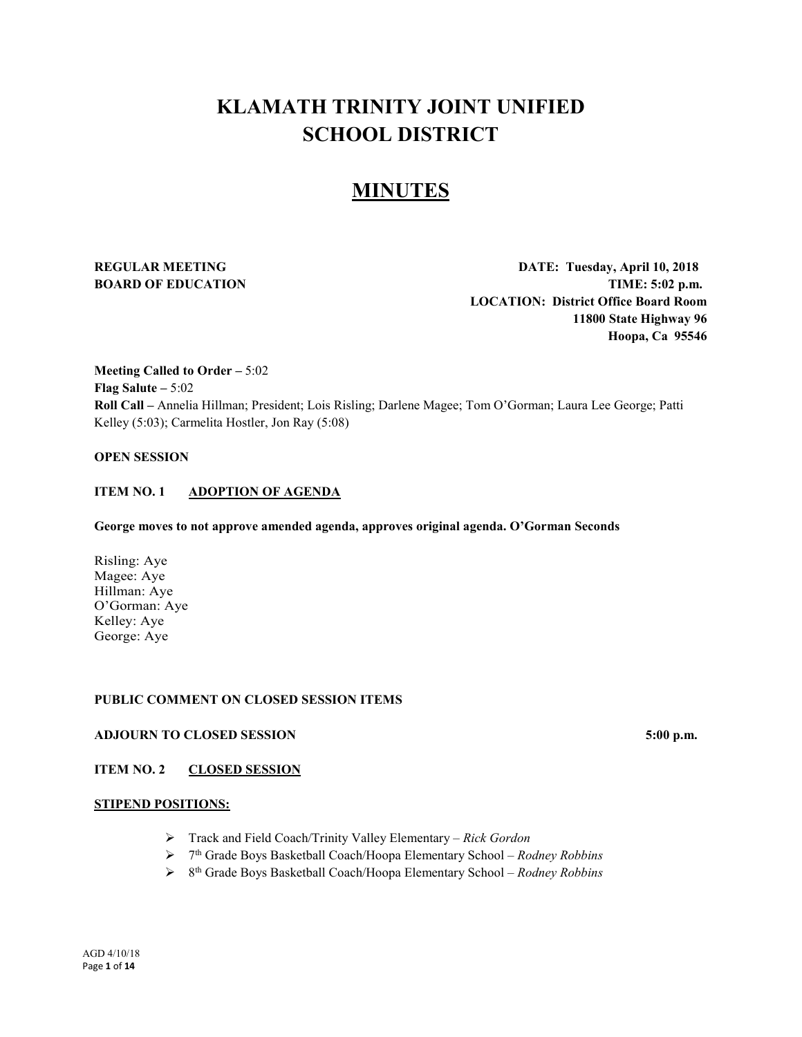# KLAMATH TRINITY JOINT UNIFIED SCHOOL DISTRICT

## MINUTES

**REGULAR MEETING**
**BOARD OF EDUCATION**

**DATE: Tuesday, April 10, 2018**
**TIME: 5:02 p.m.**
**LOCATION: District Office Board Room**
**11800 State Highway 96**
**Hoopa, Ca 95546**

**Meeting Called to Order –** 5:02
**Flag Salute –** 5:02
**Roll Call –** Annelia Hillman; President; Lois Risling; Darlene Magee; Tom O'Gorman; Laura Lee George; Patti Kelley (5:03); Carmelita Hostler, Jon Ray (5:08)

**OPEN SESSION**

**ITEM NO. 1 ADOPTION OF AGENDA**

**George moves to not approve amended agenda, approves original agenda. O'Gorman Seconds**

Risling: Aye
Magee: Aye
Hillman: Aye
O'Gorman: Aye
Kelley: Aye
George: Aye

**PUBLIC COMMENT ON CLOSED SESSION ITEMS**

**ADJOURN TO CLOSED SESSION** **5:00 p.m.**

**ITEM NO. 2 CLOSED SESSION**

**STIPEND POSITIONS:**

- Track and Field Coach/Trinity Valley Elementary – *Rick Gordon*
- 7th Grade Boys Basketball Coach/Hoopa Elementary School – *Rodney Robbins*
- 8th Grade Boys Basketball Coach/Hoopa Elementary School – *Rodney Robbins*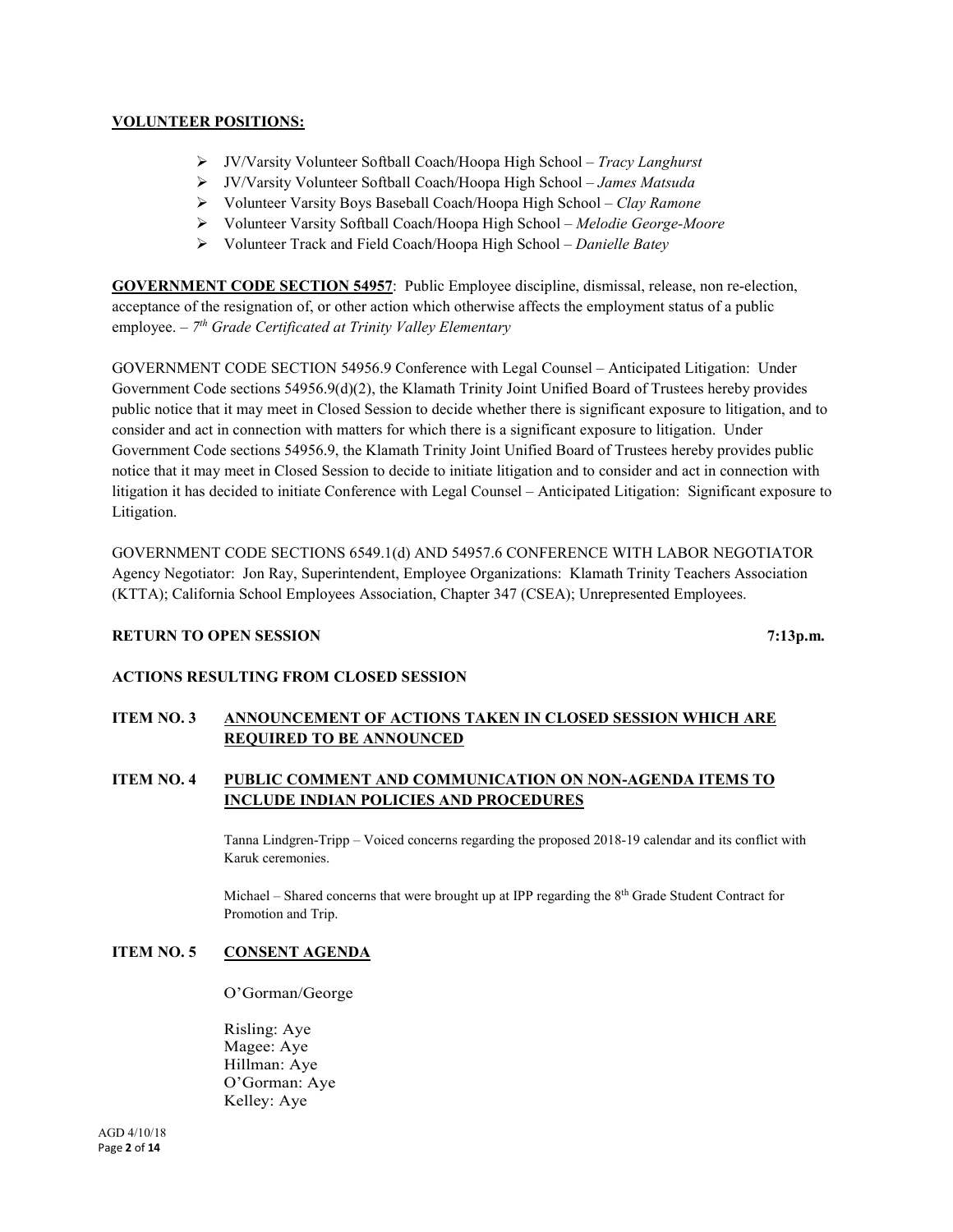**VOLUNTEER POSITIONS:**

- JV/Varsity Volunteer Softball Coach/Hoopa High School – *Tracy Langhurst*
- JV/Varsity Volunteer Softball Coach/Hoopa High School – *James Matsuda*
- Volunteer Varsity Boys Baseball Coach/Hoopa High School – *Clay Ramone*
- Volunteer Varsity Softball Coach/Hoopa High School – *Melodie George-Moore*
- Volunteer Track and Field Coach/Hoopa High School – *Danielle Batey*

**GOVERNMENT CODE SECTION 54957**: Public Employee discipline, dismissal, release, non re-election, acceptance of the resignation of, or other action which otherwise affects the employment status of a public employee. – *7th Grade Certificated at Trinity Valley Elementary*

GOVERNMENT CODE SECTION 54956.9 Conference with Legal Counsel – Anticipated Litigation: Under Government Code sections 54956.9(d)(2), the Klamath Trinity Joint Unified Board of Trustees hereby provides public notice that it may meet in Closed Session to decide whether there is significant exposure to litigation, and to consider and act in connection with matters for which there is a significant exposure to litigation. Under Government Code sections 54956.9, the Klamath Trinity Joint Unified Board of Trustees hereby provides public notice that it may meet in Closed Session to decide to initiate litigation and to consider and act in connection with litigation it has decided to initiate Conference with Legal Counsel – Anticipated Litigation: Significant exposure to Litigation.

GOVERNMENT CODE SECTIONS 6549.1(d) AND 54957.6 CONFERENCE WITH LABOR NEGOTIATOR Agency Negotiator: Jon Ray, Superintendent, Employee Organizations: Klamath Trinity Teachers Association (KTTA); California School Employees Association, Chapter 347 (CSEA); Unrepresented Employees.

**RETURN TO OPEN SESSION** **7:13p.m.**

**ACTIONS RESULTING FROM CLOSED SESSION**

**ITEM NO. 3 ANNOUNCEMENT OF ACTIONS TAKEN IN CLOSED SESSION WHICH ARE REQUIRED TO BE ANNOUNCED**

**ITEM NO. 4 PUBLIC COMMENT AND COMMUNICATION ON NON-AGENDA ITEMS TO INCLUDE INDIAN POLICIES AND PROCEDURES**

Tanna Lindgren-Tripp – Voiced concerns regarding the proposed 2018-19 calendar and its conflict with Karuk ceremonies.

Michael – Shared concerns that were brought up at IPP regarding the 8th Grade Student Contract for Promotion and Trip.

**ITEM NO. 5 CONSENT AGENDA**

O'Gorman/George

Risling: Aye
Magee: Aye
Hillman: Aye
O'Gorman: Aye
Kelley: Aye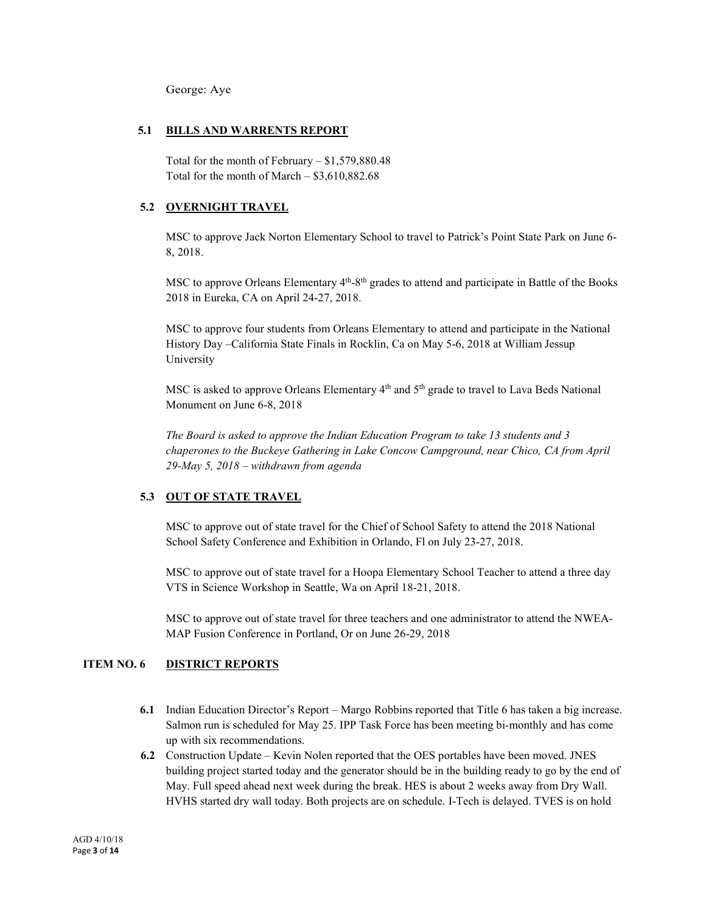George: Aye

## 5.1 BILLS AND WARRENTS REPORT

Total for the month of February – $1,579,880.48
Total for the month of March – $3,610,882.68

## 5.2 OVERNIGHT TRAVEL

MSC to approve Jack Norton Elementary School to travel to Patrick's Point State Park on June 6-8, 2018.

MSC to approve Orleans Elementary 4th-8th grades to attend and participate in Battle of the Books 2018 in Eureka, CA on April 24-27, 2018.

MSC to approve four students from Orleans Elementary to attend and participate in the National History Day –California State Finals in Rocklin, Ca on May 5-6, 2018 at William Jessup University

MSC is asked to approve Orleans Elementary 4th and 5th grade to travel to Lava Beds National Monument on June 6-8, 2018

*The Board is asked to approve the Indian Education Program to take 13 students and 3 chaperones to the Buckeye Gathering in Lake Concow Campground, near Chico, CA from April 29-May 5, 2018 – withdrawn from agenda*

## 5.3 OUT OF STATE TRAVEL

MSC to approve out of state travel for the Chief of School Safety to attend the 2018 National School Safety Conference and Exhibition in Orlando, Fl on July 23-27, 2018.

MSC to approve out of state travel for a Hoopa Elementary School Teacher to attend a three day VTS in Science Workshop in Seattle, Wa on April 18-21, 2018.

MSC to approve out of state travel for three teachers and one administrator to attend the NWEA-MAP Fusion Conference in Portland, Or on June 26-29, 2018

# ITEM NO. 6 DISTRICT REPORTS

**6.1** Indian Education Director's Report – Margo Robbins reported that Title 6 has taken a big increase. Salmon run is scheduled for May 25. IPP Task Force has been meeting bi-monthly and has come up with six recommendations.

**6.2** Construction Update – Kevin Nolen reported that the OES portables have been moved. JNES building project started today and the generator should be in the building ready to go by the end of May. Full speed ahead next week during the break. HES is about 2 weeks away from Dry Wall. HVHS started dry wall today. Both projects are on schedule. I-Tech is delayed. TVES is on hold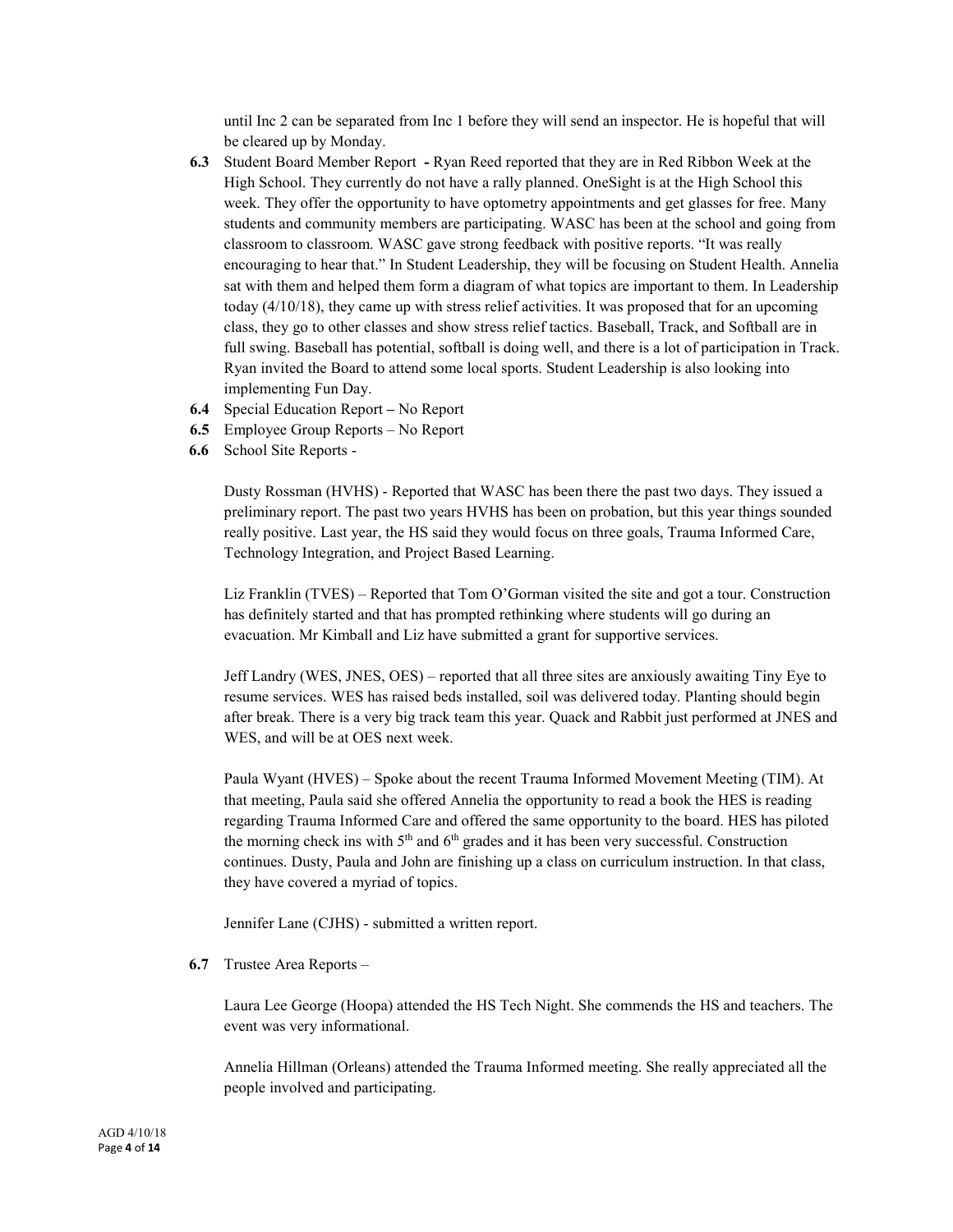until Inc 2 can be separated from Inc 1 before they will send an inspector. He is hopeful that will be cleared up by Monday.

**6.3** Student Board Member Report **-** Ryan Reed reported that they are in Red Ribbon Week at the High School. They currently do not have a rally planned. OneSight is at the High School this week. They offer the opportunity to have optometry appointments and get glasses for free. Many students and community members are participating. WASC has been at the school and going from classroom to classroom. WASC gave strong feedback with positive reports. "It was really encouraging to hear that." In Student Leadership, they will be focusing on Student Health. Annelia sat with them and helped them form a diagram of what topics are important to them. In Leadership today (4/10/18), they came up with stress relief activities. It was proposed that for an upcoming class, they go to other classes and show stress relief tactics. Baseball, Track, and Softball are in full swing. Baseball has potential, softball is doing well, and there is a lot of participation in Track. Ryan invited the Board to attend some local sports. Student Leadership is also looking into implementing Fun Day.

**6.4** Special Education Report **–** No Report

**6.5** Employee Group Reports – No Report

**6.6** School Site Reports -

Dusty Rossman (HVHS) - Reported that WASC has been there the past two days. They issued a preliminary report. The past two years HVHS has been on probation, but this year things sounded really positive. Last year, the HS said they would focus on three goals, Trauma Informed Care, Technology Integration, and Project Based Learning.

Liz Franklin (TVES) – Reported that Tom O'Gorman visited the site and got a tour. Construction has definitely started and that has prompted rethinking where students will go during an evacuation. Mr Kimball and Liz have submitted a grant for supportive services.

Jeff Landry (WES, JNES, OES) – reported that all three sites are anxiously awaiting Tiny Eye to resume services. WES has raised beds installed, soil was delivered today. Planting should begin after break. There is a very big track team this year. Quack and Rabbit just performed at JNES and WES, and will be at OES next week.

Paula Wyant (HVES) – Spoke about the recent Trauma Informed Movement Meeting (TIM). At that meeting, Paula said she offered Annelia the opportunity to read a book the HES is reading regarding Trauma Informed Care and offered the same opportunity to the board. HES has piloted the morning check ins with 5th and 6th grades and it has been very successful. Construction continues. Dusty, Paula and John are finishing up a class on curriculum instruction. In that class, they have covered a myriad of topics.

Jennifer Lane (CJHS) - submitted a written report.

**6.7** Trustee Area Reports –

Laura Lee George (Hoopa) attended the HS Tech Night. She commends the HS and teachers. The event was very informational.

Annelia Hillman (Orleans) attended the Trauma Informed meeting. She really appreciated all the people involved and participating.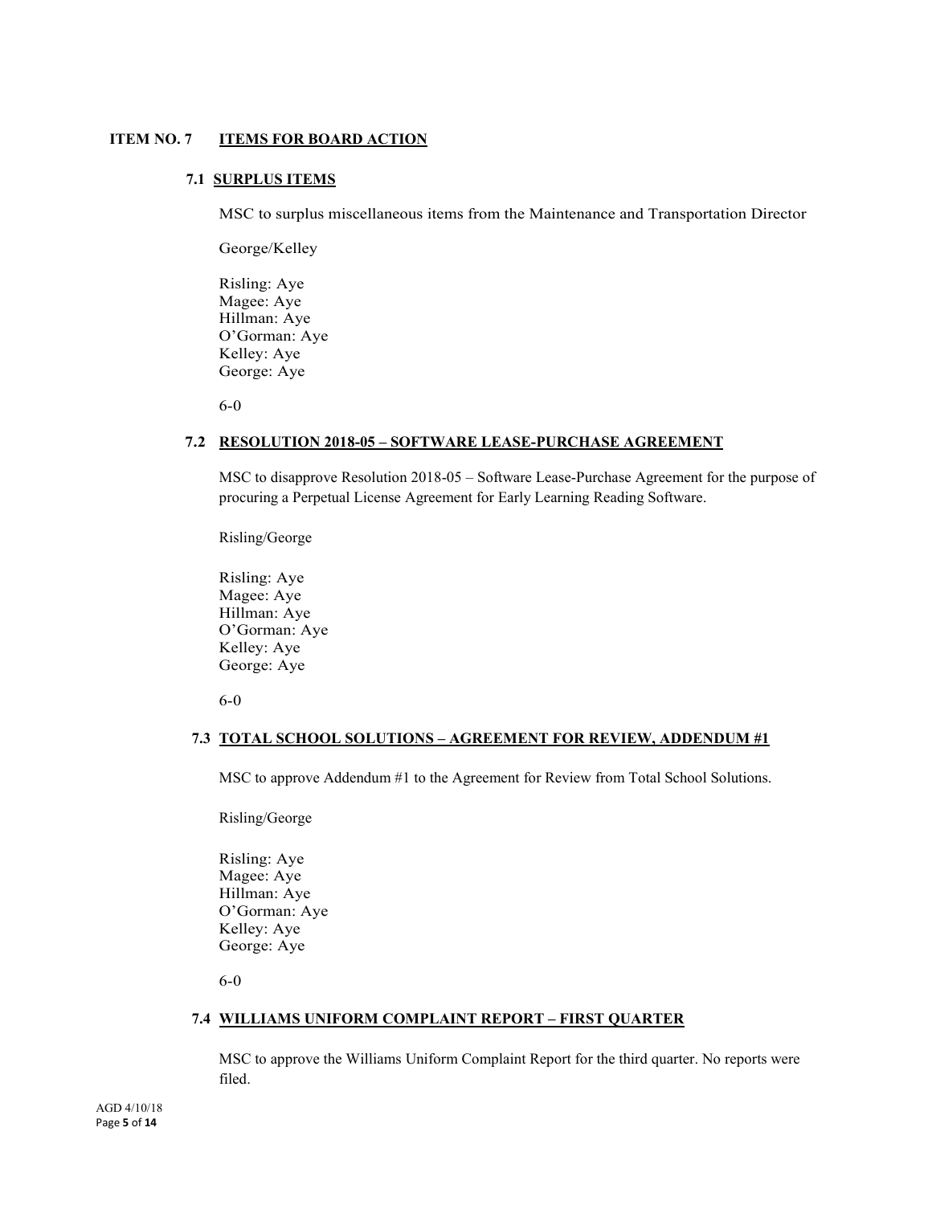## ITEM NO. 7 ITEMS FOR BOARD ACTION

### 7.1 SURPLUS ITEMS

MSC to surplus miscellaneous items from the Maintenance and Transportation Director

George/Kelley

Risling: Aye
Magee: Aye
Hillman: Aye
O'Gorman: Aye
Kelley: Aye
George: Aye

6-0

### 7.2 RESOLUTION 2018-05 – SOFTWARE LEASE-PURCHASE AGREEMENT

MSC to disapprove Resolution 2018-05 – Software Lease-Purchase Agreement for the purpose of procuring a Perpetual License Agreement for Early Learning Reading Software.

Risling/George

Risling: Aye
Magee: Aye
Hillman: Aye
O'Gorman: Aye
Kelley: Aye
George: Aye

6-0

### 7.3 TOTAL SCHOOL SOLUTIONS – AGREEMENT FOR REVIEW, ADDENDUM #1

MSC to approve Addendum #1 to the Agreement for Review from Total School Solutions.

Risling/George

Risling: Aye
Magee: Aye
Hillman: Aye
O'Gorman: Aye
Kelley: Aye
George: Aye

6-0

### 7.4 WILLIAMS UNIFORM COMPLAINT REPORT – FIRST QUARTER

MSC to approve the Williams Uniform Complaint Report for the third quarter. No reports were filed.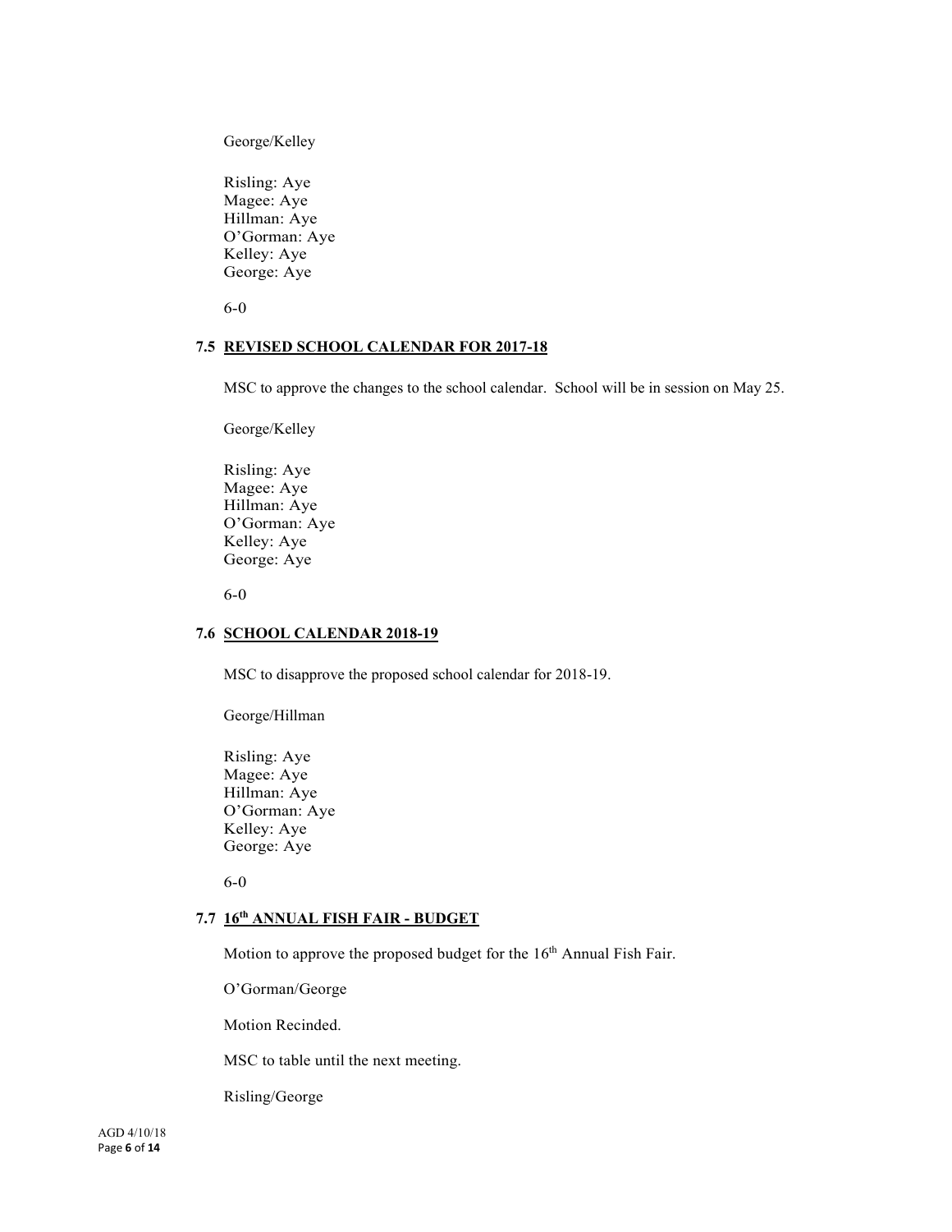George/Kelley

Risling: Aye
Magee: Aye
Hillman: Aye
O'Gorman: Aye
Kelley: Aye
George: Aye

6-0

### 7.5 REVISED SCHOOL CALENDAR FOR 2017-18

MSC to approve the changes to the school calendar. School will be in session on May 25.

George/Kelley

Risling: Aye
Magee: Aye
Hillman: Aye
O'Gorman: Aye
Kelley: Aye
George: Aye

6-0

### 7.6 SCHOOL CALENDAR 2018-19

MSC to disapprove the proposed school calendar for 2018-19.

George/Hillman

Risling: Aye
Magee: Aye
Hillman: Aye
O'Gorman: Aye
Kelley: Aye
George: Aye

6-0

### 7.7 16th ANNUAL FISH FAIR - BUDGET

Motion to approve the proposed budget for the 16th Annual Fish Fair.

O'Gorman/George

Motion Recinded.

MSC to table until the next meeting.

Risling/George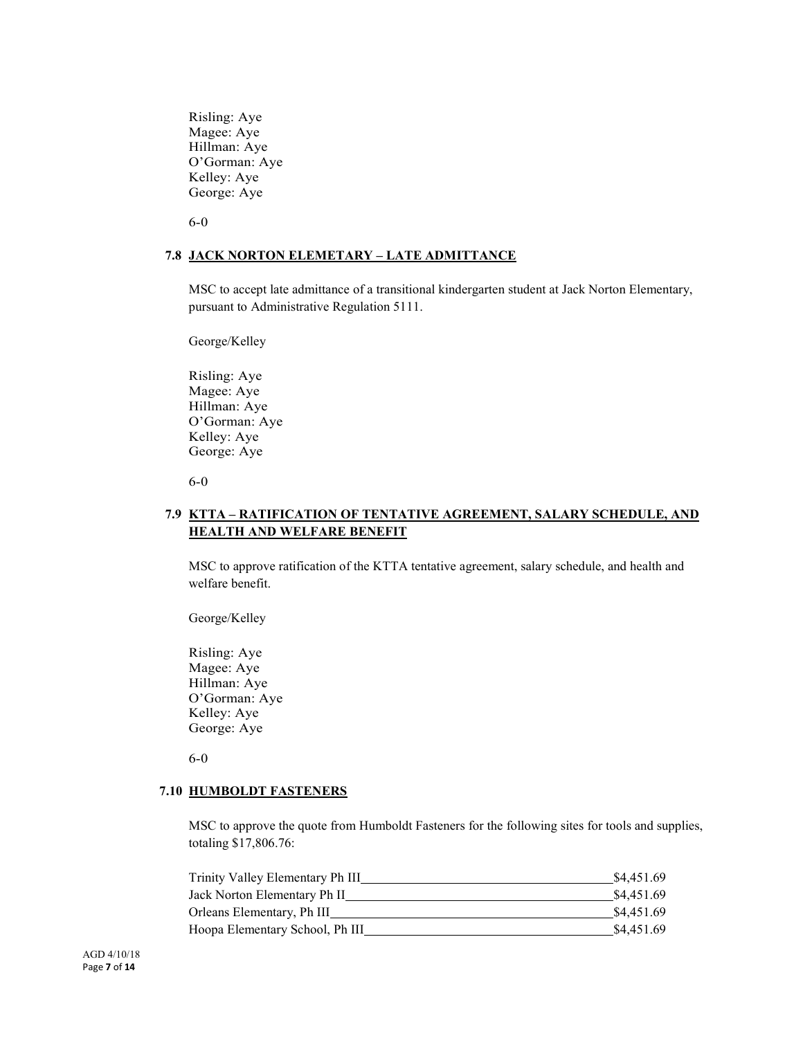Risling: Aye
Magee: Aye
Hillman: Aye
O'Gorman: Aye
Kelley: Aye
George: Aye

6-0

### 7.8 JACK NORTON ELEMETARY – LATE ADMITTANCE

MSC to accept late admittance of a transitional kindergarten student at Jack Norton Elementary, pursuant to Administrative Regulation 5111.

George/Kelley

Risling: Aye
Magee: Aye
Hillman: Aye
O'Gorman: Aye
Kelley: Aye
George: Aye

6-0

### 7.9 KTTA – RATIFICATION OF TENTATIVE AGREEMENT, SALARY SCHEDULE, AND HEALTH AND WELFARE BENEFIT

MSC to approve ratification of the KTTA tentative agreement, salary schedule, and health and welfare benefit.

George/Kelley

Risling: Aye
Magee: Aye
Hillman: Aye
O'Gorman: Aye
Kelley: Aye
George: Aye

6-0

### 7.10 HUMBOLDT FASTENERS

MSC to approve the quote from Humboldt Fasteners for the following sites for tools and supplies, totaling $17,806.76:

| Site | Amount |
|---|---|
| Trinity Valley Elementary Ph III | $4,451.69 |
| Jack Norton Elementary Ph II | $4,451.69 |
| Orleans Elementary, Ph III | $4,451.69 |
| Hoopa Elementary School, Ph III | $4,451.69 |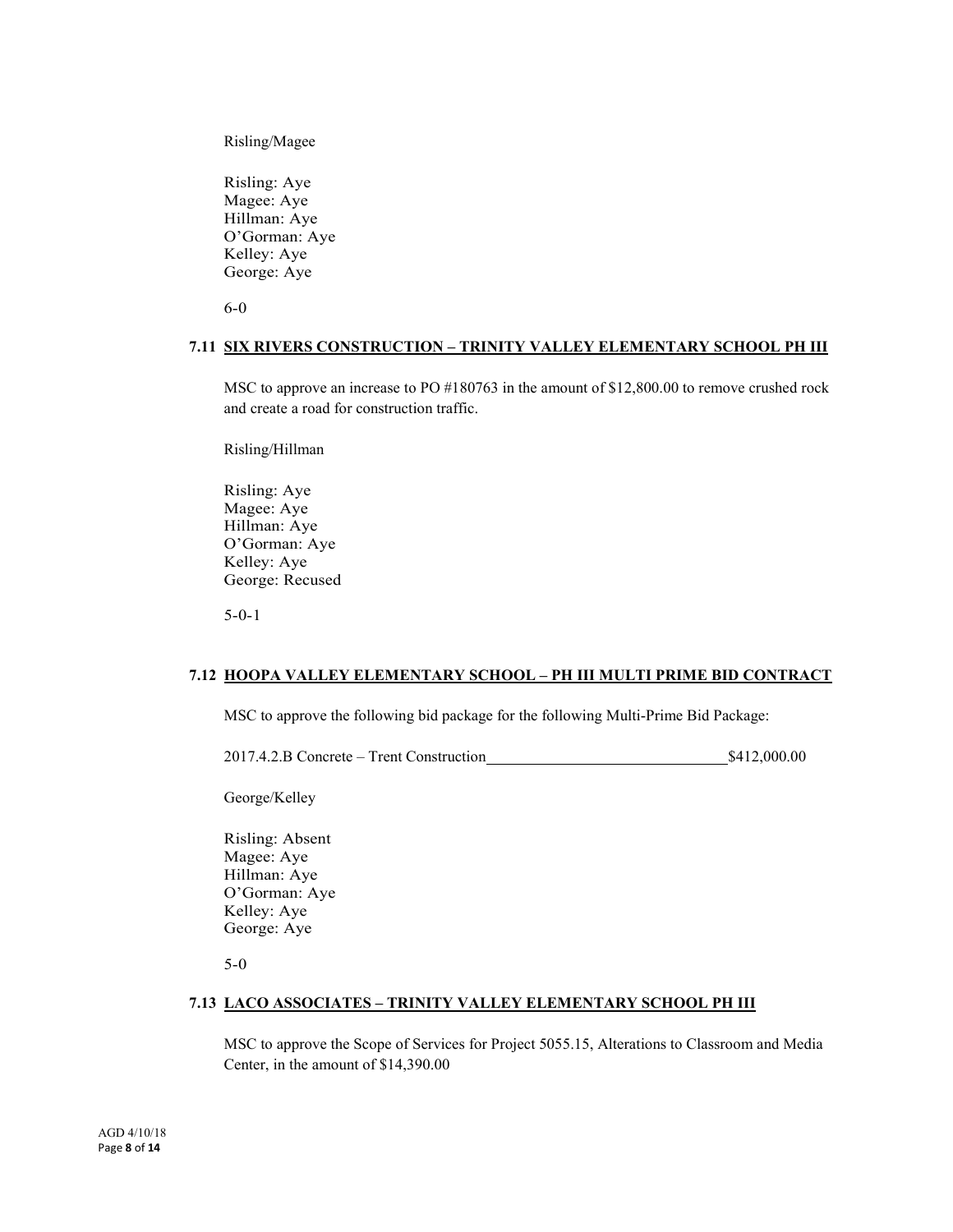Risling/Magee

Risling: Aye
Magee: Aye
Hillman: Aye
O'Gorman: Aye
Kelley: Aye
George: Aye

6-0

### 7.11 SIX RIVERS CONSTRUCTION – TRINITY VALLEY ELEMENTARY SCHOOL PH III

MSC to approve an increase to PO #180763 in the amount of $12,800.00 to remove crushed rock and create a road for construction traffic.

Risling/Hillman

Risling: Aye
Magee: Aye
Hillman: Aye
O'Gorman: Aye
Kelley: Aye
George: Recused

5-0-1

### 7.12 HOOPA VALLEY ELEMENTARY SCHOOL – PH III MULTI PRIME BID CONTRACT

MSC to approve the following bid package for the following Multi-Prime Bid Package:

2017.4.2.B Concrete – Trent Construction \_\_\_\_\_\_\_\_\_\_\_\_\_\_\_\_\_\_\_\_\_\_\_\_\_\_\_\_\_\_ $412,000.00

George/Kelley

Risling: Absent
Magee: Aye
Hillman: Aye
O'Gorman: Aye
Kelley: Aye
George: Aye

5-0

### 7.13 LACO ASSOCIATES – TRINITY VALLEY ELEMENTARY SCHOOL PH III

MSC to approve the Scope of Services for Project 5055.15, Alterations to Classroom and Media Center, in the amount of $14,390.00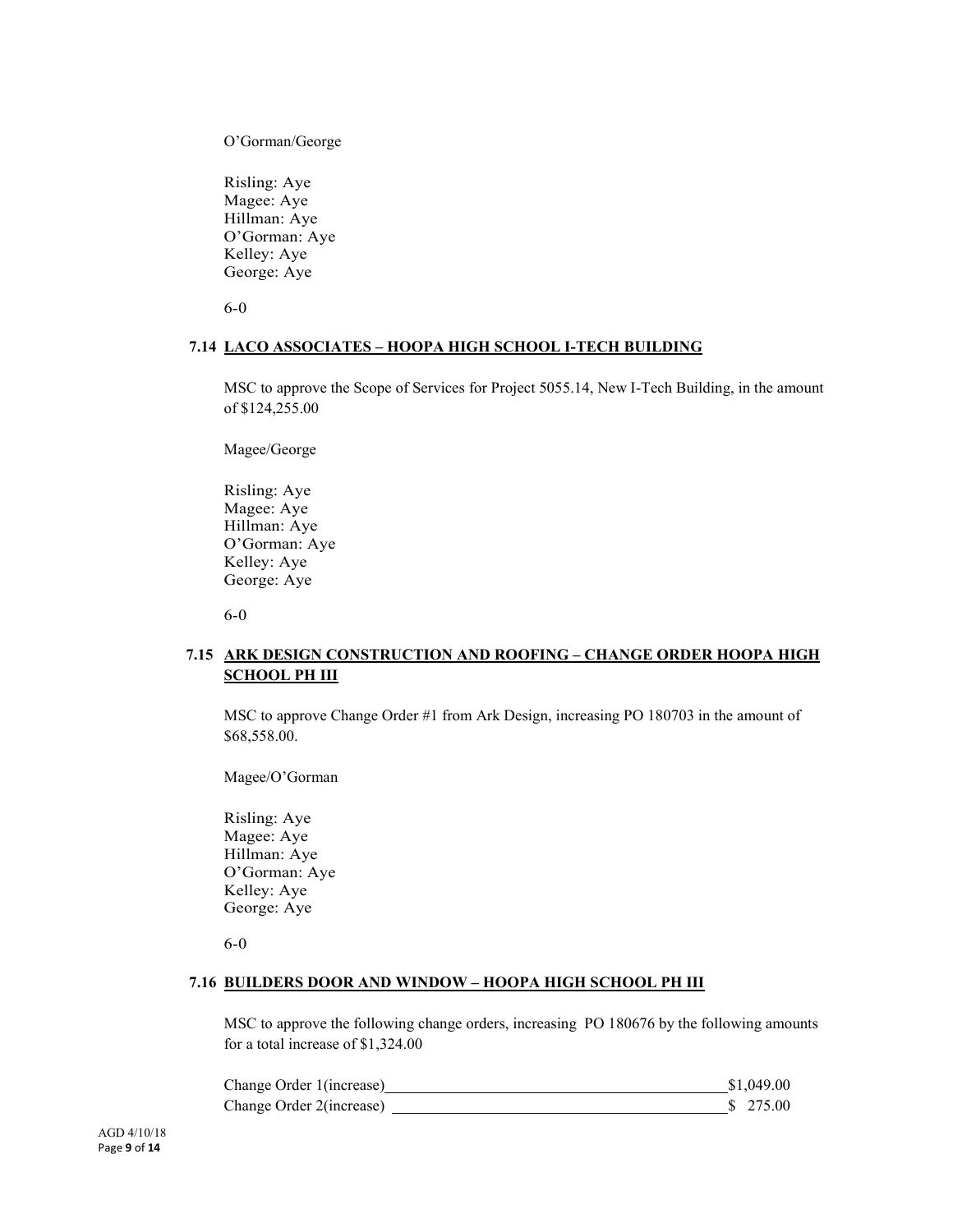O'Gorman/George

Risling: Aye
Magee: Aye
Hillman: Aye
O'Gorman: Aye
Kelley: Aye
George: Aye

6-0

### 7.14 LACO ASSOCIATES – HOOPA HIGH SCHOOL I-TECH BUILDING

MSC to approve the Scope of Services for Project 5055.14, New I-Tech Building, in the amount of $124,255.00

Magee/George

Risling: Aye
Magee: Aye
Hillman: Aye
O'Gorman: Aye
Kelley: Aye
George: Aye

6-0

### 7.15 ARK DESIGN CONSTRUCTION AND ROOFING – CHANGE ORDER HOOPA HIGH SCHOOL PH III

MSC to approve Change Order #1 from Ark Design, increasing PO 180703 in the amount of $68,558.00.

Magee/O'Gorman

Risling: Aye
Magee: Aye
Hillman: Aye
O'Gorman: Aye
Kelley: Aye
George: Aye

6-0

### 7.16 BUILDERS DOOR AND WINDOW – HOOPA HIGH SCHOOL PH III

MSC to approve the following change orders, increasing PO 180676 by the following amounts for a total increase of $1,324.00

| | |
|---|---|
| Change Order 1(increase) | $1,049.00 |
| Change Order 2(increase) | $ 275.00 |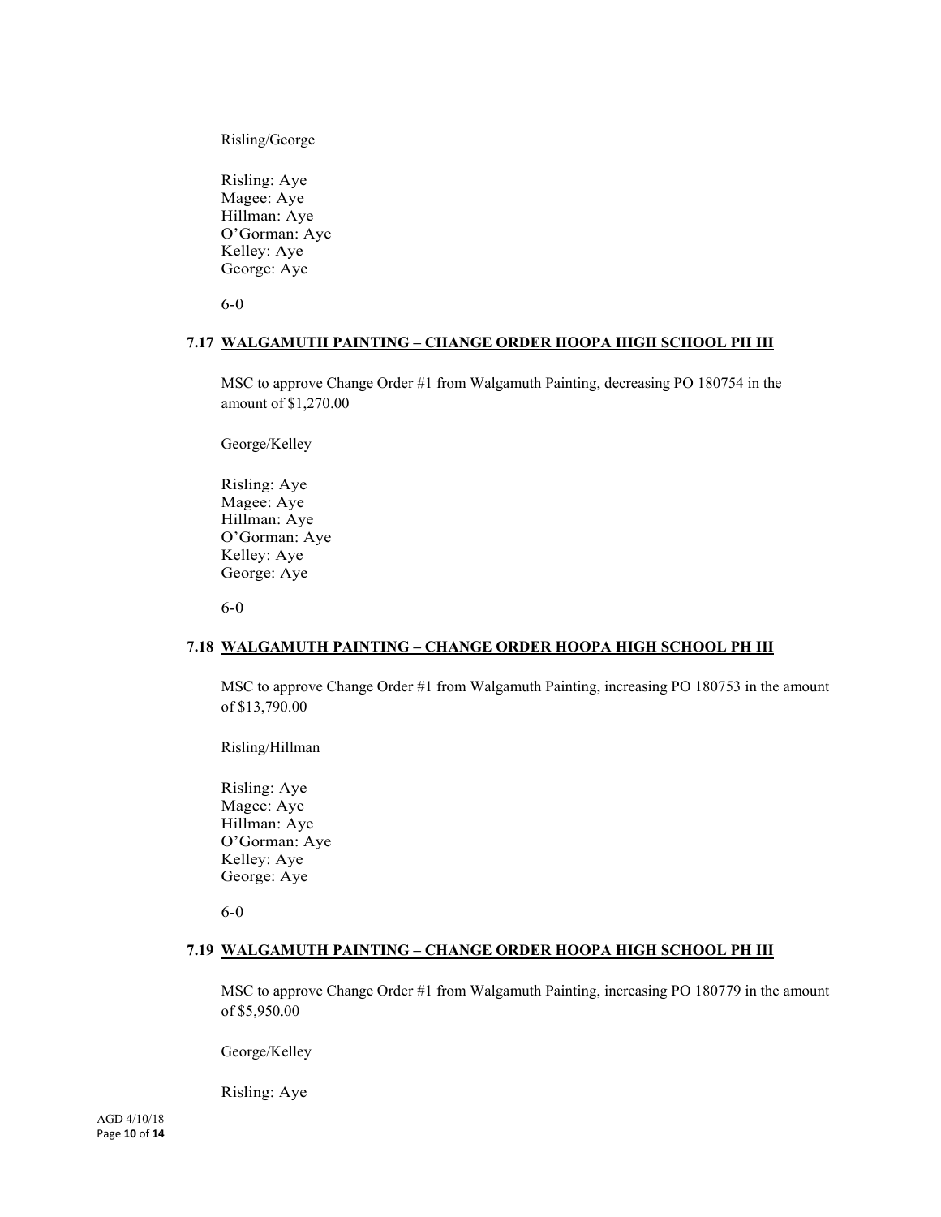Risling/George

Risling: Aye
Magee: Aye
Hillman: Aye
O'Gorman: Aye
Kelley: Aye
George: Aye

6-0

### 7.17 WALGAMUTH PAINTING – CHANGE ORDER HOOPA HIGH SCHOOL PH III

MSC to approve Change Order #1 from Walgamuth Painting, decreasing PO 180754 in the amount of $1,270.00

George/Kelley

Risling: Aye
Magee: Aye
Hillman: Aye
O'Gorman: Aye
Kelley: Aye
George: Aye

6-0

### 7.18 WALGAMUTH PAINTING – CHANGE ORDER HOOPA HIGH SCHOOL PH III

MSC to approve Change Order #1 from Walgamuth Painting, increasing PO 180753 in the amount of $13,790.00

Risling/Hillman

Risling: Aye
Magee: Aye
Hillman: Aye
O'Gorman: Aye
Kelley: Aye
George: Aye

6-0

### 7.19 WALGAMUTH PAINTING – CHANGE ORDER HOOPA HIGH SCHOOL PH III

MSC to approve Change Order #1 from Walgamuth Painting, increasing PO 180779 in the amount of $5,950.00

George/Kelley

Risling: Aye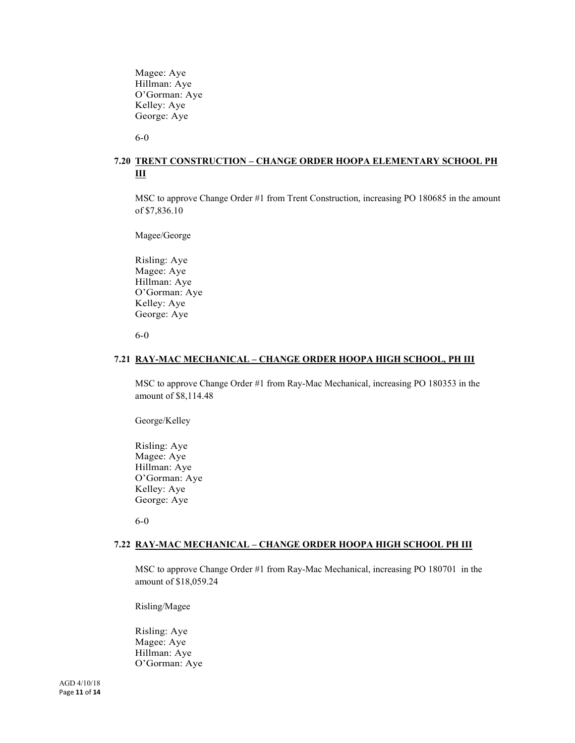Magee: Aye
Hillman: Aye
O'Gorman: Aye
Kelley: Aye
George: Aye

6-0

### 7.20 TRENT CONSTRUCTION – CHANGE ORDER HOOPA ELEMENTARY SCHOOL PH III

MSC to approve Change Order #1 from Trent Construction, increasing PO 180685 in the amount of $7,836.10

Magee/George

Risling: Aye
Magee: Aye
Hillman: Aye
O'Gorman: Aye
Kelley: Aye
George: Aye

6-0

### 7.21 RAY-MAC MECHANICAL – CHANGE ORDER HOOPA HIGH SCHOOL, PH III

MSC to approve Change Order #1 from Ray-Mac Mechanical, increasing PO 180353 in the amount of $8,114.48

George/Kelley

Risling: Aye
Magee: Aye
Hillman: Aye
O'Gorman: Aye
Kelley: Aye
George: Aye

6-0

### 7.22 RAY-MAC MECHANICAL – CHANGE ORDER HOOPA HIGH SCHOOL PH III

MSC to approve Change Order #1 from Ray-Mac Mechanical, increasing PO 180701 in the amount of $18,059.24

Risling/Magee

Risling: Aye
Magee: Aye
Hillman: Aye
O'Gorman: Aye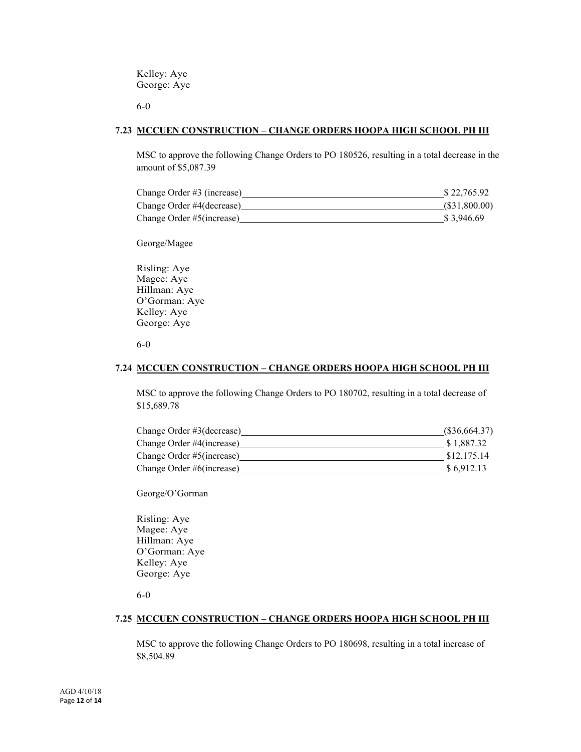Kelley: Aye
George: Aye

6-0

### 7.23 MCCUEN CONSTRUCTION – CHANGE ORDERS HOOPA HIGH SCHOOL PH III

MSC to approve the following Change Orders to PO 180526, resulting in a total decrease in the amount of $5,087.39

| | |
|---|---|
| Change Order #3 (increase) | $ 22,765.92 |
| Change Order #4(decrease) | ($31,800.00) |
| Change Order #5(increase) | $ 3,946.69 |

George/Magee

Risling: Aye
Magee: Aye
Hillman: Aye
O'Gorman: Aye
Kelley: Aye
George: Aye

6-0

### 7.24 MCCUEN CONSTRUCTION – CHANGE ORDERS HOOPA HIGH SCHOOL PH III

MSC to approve the following Change Orders to PO 180702, resulting in a total decrease of $15,689.78

| | |
|---|---|
| Change Order #3(decrease) | ($36,664.37) |
| Change Order #4(increase) | $ 1,887.32 |
| Change Order #5(increase) | $12,175.14 |
| Change Order #6(increase) | $ 6,912.13 |

George/O'Gorman

Risling: Aye
Magee: Aye
Hillman: Aye
O'Gorman: Aye
Kelley: Aye
George: Aye

6-0

### 7.25 MCCUEN CONSTRUCTION – CHANGE ORDERS HOOPA HIGH SCHOOL PH III

MSC to approve the following Change Orders to PO 180698, resulting in a total increase of $8,504.89

AGD 4/10/18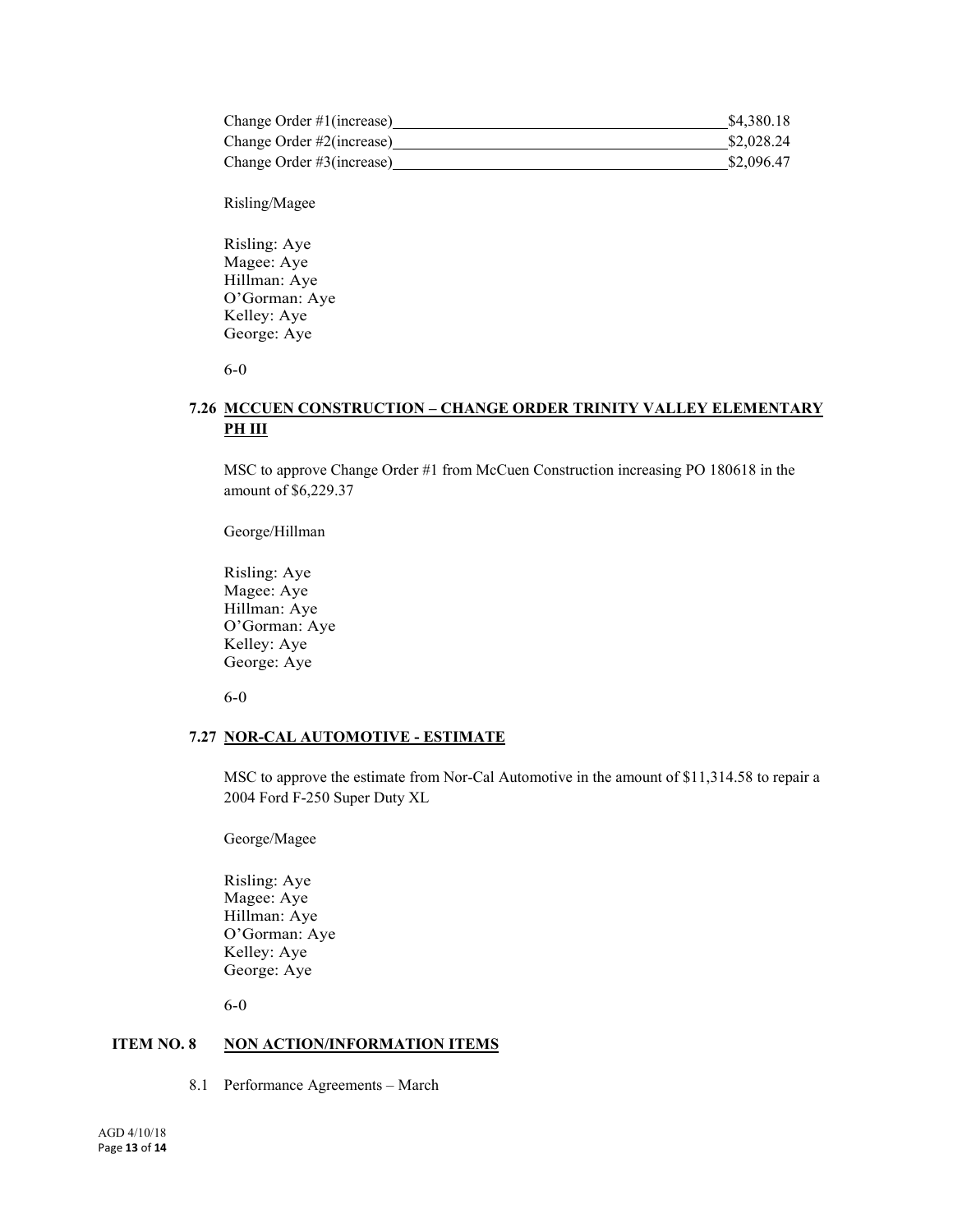| | |
|---|---|
| Change Order #1(increase) | \$4,380.18 |
| Change Order #2(increase) | \$2,028.24 |
| Change Order #3(increase) | \$2,096.47 |

Risling/Magee

Risling: Aye
Magee: Aye
Hillman: Aye
O'Gorman: Aye
Kelley: Aye
George: Aye

6-0

### 7.26 MCCUEN CONSTRUCTION – CHANGE ORDER TRINITY VALLEY ELEMENTARY PH III

MSC to approve Change Order #1 from McCuen Construction increasing PO 180618 in the amount of \$6,229.37

George/Hillman

Risling: Aye
Magee: Aye
Hillman: Aye
O'Gorman: Aye
Kelley: Aye
George: Aye

6-0

### 7.27 NOR-CAL AUTOMOTIVE - ESTIMATE

MSC to approve the estimate from Nor-Cal Automotive in the amount of \$11,314.58 to repair a 2004 Ford F-250 Super Duty XL

George/Magee

Risling: Aye
Magee: Aye
Hillman: Aye
O'Gorman: Aye
Kelley: Aye
George: Aye

6-0

## ITEM NO. 8 NON ACTION/INFORMATION ITEMS

8.1 Performance Agreements – March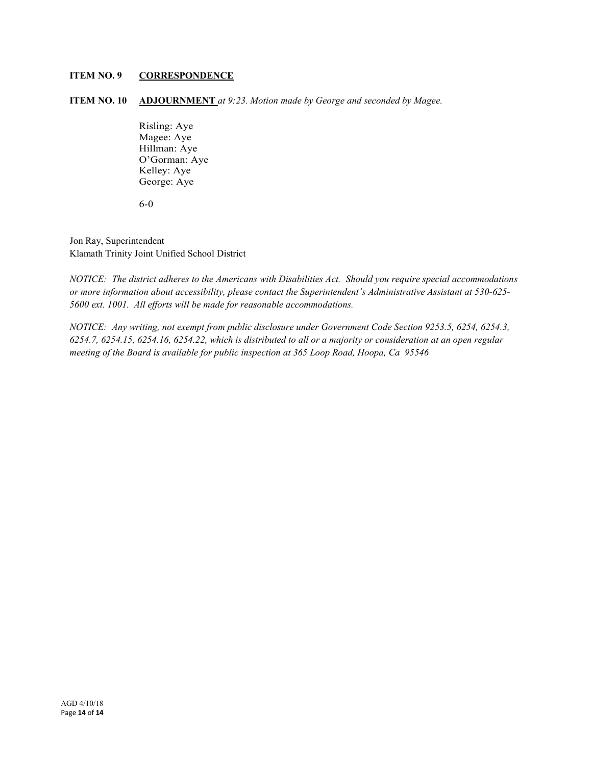**ITEM NO. 9** **<u>CORRESPONDENCE</u>**

**ITEM NO. 10** **<u>ADJOURNMENT</u>** *at 9:23. Motion made by George and seconded by Magee.*

Risling: Aye
Magee: Aye
Hillman: Aye
O'Gorman: Aye
Kelley: Aye
George: Aye

6-0

Jon Ray, Superintendent
Klamath Trinity Joint Unified School District

*NOTICE: The district adheres to the Americans with Disabilities Act. Should you require special accommodations or more information about accessibility, please contact the Superintendent's Administrative Assistant at 530-625-5600 ext. 1001. All efforts will be made for reasonable accommodations.*

*NOTICE: Any writing, not exempt from public disclosure under Government Code Section 9253.5, 6254, 6254.3, 6254.7, 6254.15, 6254.16, 6254.22, which is distributed to all or a majority or consideration at an open regular meeting of the Board is available for public inspection at 365 Loop Road, Hoopa, Ca 95546*